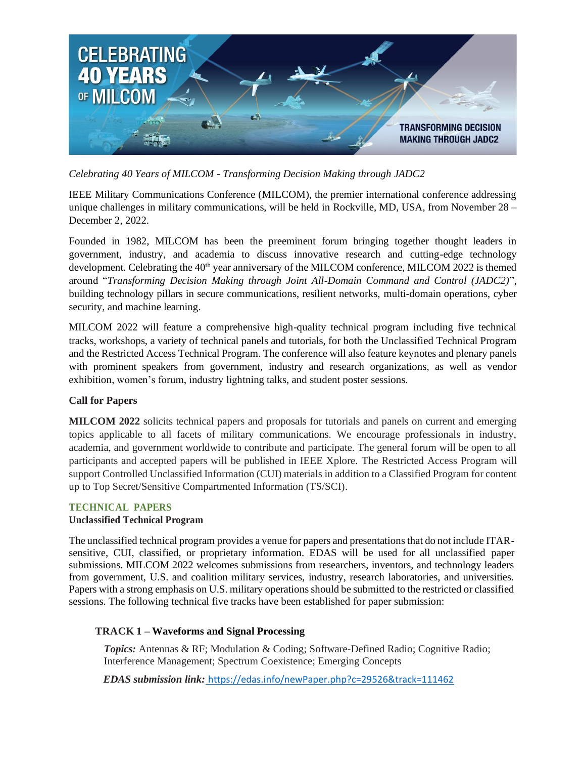*Celebrating 40 Years of MILCOM - Transforming Decision Making through JADC2*

IEEE Military Communications Conference (MILCOM), the premier international conference addressing unique challenges in military communications, will be held in Rockville, MD, USA, from November 28 – December 2, 2022.

Founded in 1982, MILCOM has been the preeminent forum bringing together thought leaders in government, industry, and academia to discuss innovative research and cutting-edge technology development. Celebrating the 40th year anniversary of the MILCOM conference, MILCOM 2022 is themed around "*Transforming Decision Making through Joint All-Domain Command and Control (JADC2)*", building technology pillars in secure communications, resilient networks, multi-domain operations, cyber security, and machine learning.

MILCOM 2022 will feature a comprehensive high-quality technical program including five technical tracks, workshops, a variety of technical panels and tutorials, for both the Unclassified Technical Program and the Restricted Access Technical Program. The conference will also feature keynotes and plenary panels with prominent speakers from government, industry and research organizations, as well as vendor exhibition, women's forum, industry lightning talks, and student poster sessions.

## Call for Papers

**MILCOM 2022** solicits technical papers and proposals for tutorials and panels on current and emerging topics applicable to all facets of military communications. We encourage professionals in industry, academia, and government worldwide to contribute and participate. The general forum will be open to all participants and accepted papers will be published in IEEE Xplore. The Restricted Access Program will support Controlled Unclassified Information (CUI) materials in addition to a Classified Program for content up to Top Secret/Sensitive Compartmented Information (TS/SCI).

## TECHNICAL PAPERS

### Unclassified Technical Program

The unclassified technical program provides a venue for papers and presentations that do not include ITAR-sensitive, CUI, classified, or proprietary information. EDAS will be used for all unclassified paper submissions. MILCOM 2022 welcomes submissions from researchers, inventors, and technology leaders from government, U.S. and coalition military services, industry, research laboratories, and universities. Papers with a strong emphasis on U.S. military operations should be submitted to the restricted or classified sessions. The following technical five tracks have been established for paper submission:

#### TRACK 1 – Waveforms and Signal Processing

***Topics:*** Antennas & RF; Modulation & Coding; Software-Defined Radio; Cognitive Radio; Interference Management; Spectrum Coexistence; Emerging Concepts

***EDAS submission link:*** https://edas.info/newPaper.php?c=29526&track=111462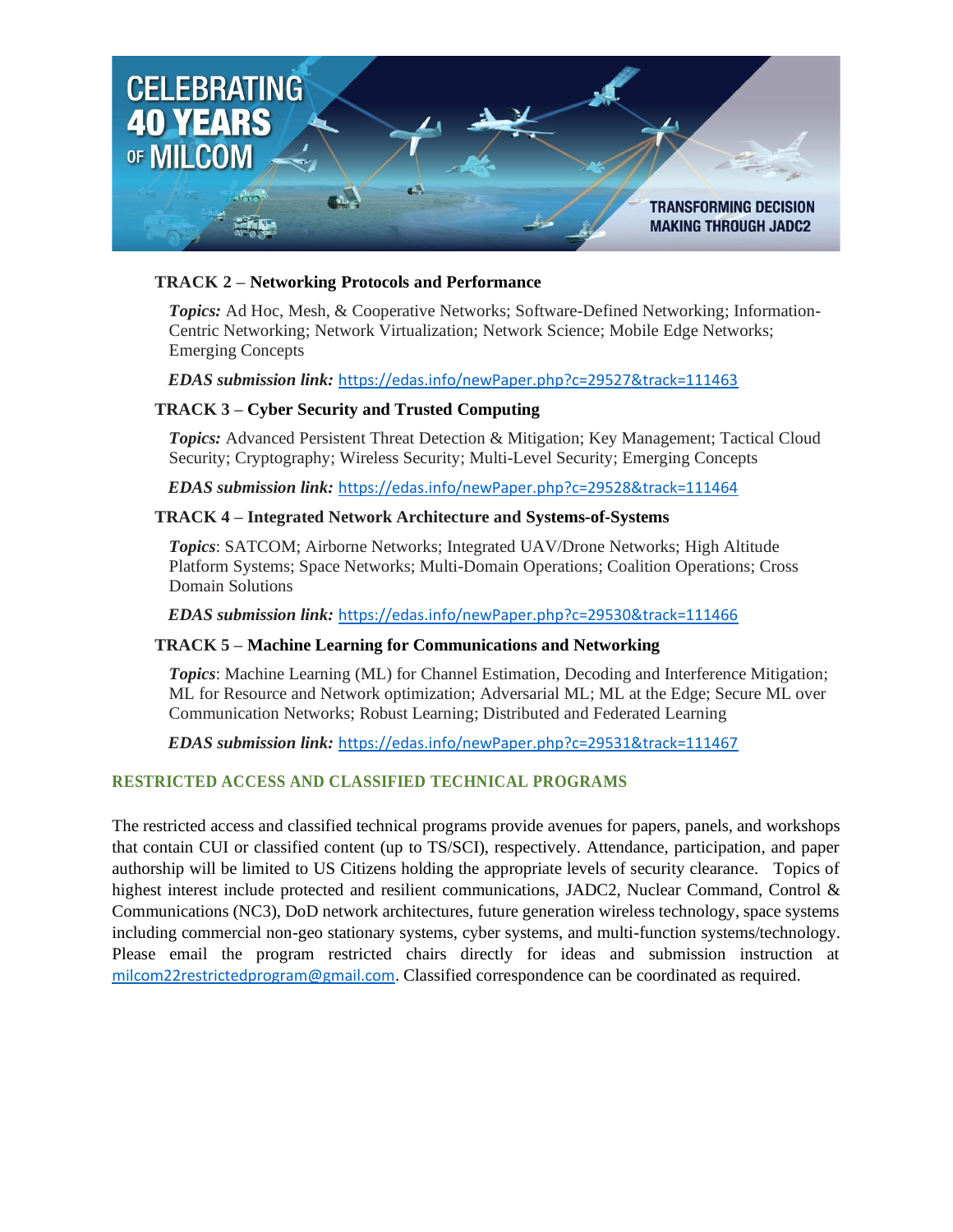**TRACK 2 – Networking Protocols and Performance**

*Topics:* Ad Hoc, Mesh, & Cooperative Networks; Software-Defined Networking; Information-Centric Networking; Network Virtualization; Network Science; Mobile Edge Networks; Emerging Concepts

***EDAS submission link:*** https://edas.info/newPaper.php?c=29527&track=111463

**TRACK 3 – Cyber Security and Trusted Computing**

*Topics:* Advanced Persistent Threat Detection & Mitigation; Key Management; Tactical Cloud Security; Cryptography; Wireless Security; Multi-Level Security; Emerging Concepts

***EDAS submission link:*** https://edas.info/newPaper.php?c=29528&track=111464

**TRACK 4 – Integrated Network Architecture and Systems-of-Systems**

*Topics*: SATCOM; Airborne Networks; Integrated UAV/Drone Networks; High Altitude Platform Systems; Space Networks; Multi-Domain Operations; Coalition Operations; Cross Domain Solutions

***EDAS submission link:*** https://edas.info/newPaper.php?c=29530&track=111466

**TRACK 5 – Machine Learning for Communications and Networking**

*Topics*: Machine Learning (ML) for Channel Estimation, Decoding and Interference Mitigation; ML for Resource and Network optimization; Adversarial ML; ML at the Edge; Secure ML over Communication Networks; Robust Learning; Distributed and Federated Learning

***EDAS submission link:*** https://edas.info/newPaper.php?c=29531&track=111467

## RESTRICTED ACCESS AND CLASSIFIED TECHNICAL PROGRAMS

The restricted access and classified technical programs provide avenues for papers, panels, and workshops that contain CUI or classified content (up to TS/SCI), respectively. Attendance, participation, and paper authorship will be limited to US Citizens holding the appropriate levels of security clearance. Topics of highest interest include protected and resilient communications, JADC2, Nuclear Command, Control & Communications (NC3), DoD network architectures, future generation wireless technology, space systems including commercial non-geo stationary systems, cyber systems, and multi-function systems/technology. Please email the program restricted chairs directly for ideas and submission instruction at milcom22restrictedprogram@gmail.com. Classified correspondence can be coordinated as required.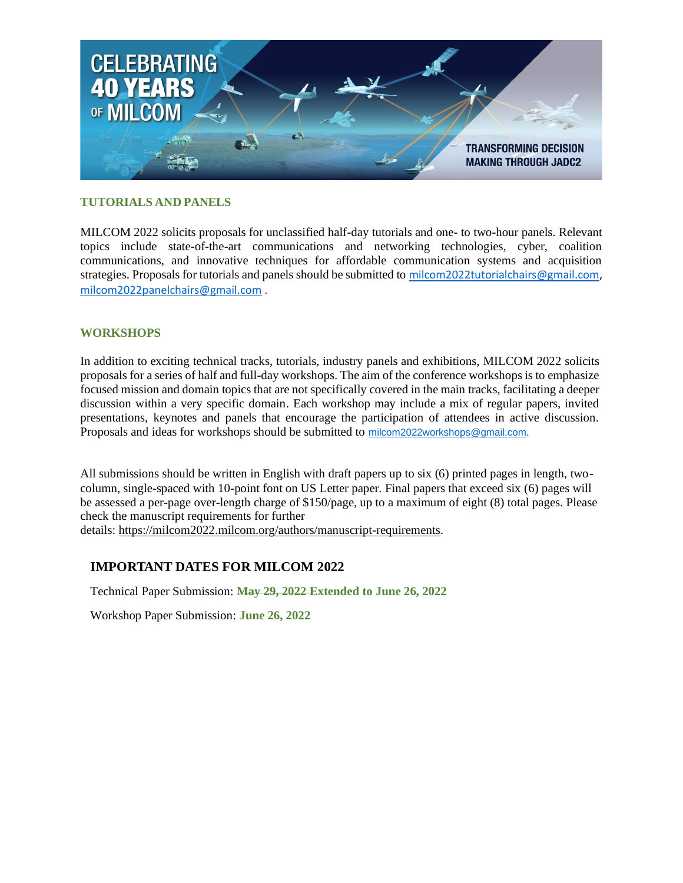CELEBRATING 40 YEARS OF MILCOM

TRANSFORMING DECISION MAKING THROUGH JADC2

## TUTORIALS AND PANELS

MILCOM 2022 solicits proposals for unclassified half-day tutorials and one- to two-hour panels. Relevant topics include state-of-the-art communications and networking technologies, cyber, coalition communications, and innovative techniques for affordable communication systems and acquisition strategies. Proposals for tutorials and panels should be submitted to milcom2022tutorialchairs@gmail.com, milcom2022panelchairs@gmail.com .

## WORKSHOPS

In addition to exciting technical tracks, tutorials, industry panels and exhibitions, MILCOM 2022 solicits proposals for a series of half and full-day workshops. The aim of the conference workshops is to emphasize focused mission and domain topics that are not specifically covered in the main tracks, facilitating a deeper discussion within a very specific domain. Each workshop may include a mix of regular papers, invited presentations, keynotes and panels that encourage the participation of attendees in active discussion. Proposals and ideas for workshops should be submitted to milcom2022workshops@gmail.com.

All submissions should be written in English with draft papers up to six (6) printed pages in length, two-column, single-spaced with 10-point font on US Letter paper. Final papers that exceed six (6) pages will be assessed a per-page over-length charge of $150/page, up to a maximum of eight (8) total pages. Please check the manuscript requirements for further details: https://milcom2022.milcom.org/authors/manuscript-requirements.

## IMPORTANT DATES FOR MILCOM 2022

Technical Paper Submission: **~~May 29, 2022~~ Extended to June 26, 2022**

Workshop Paper Submission: **June 26, 2022**